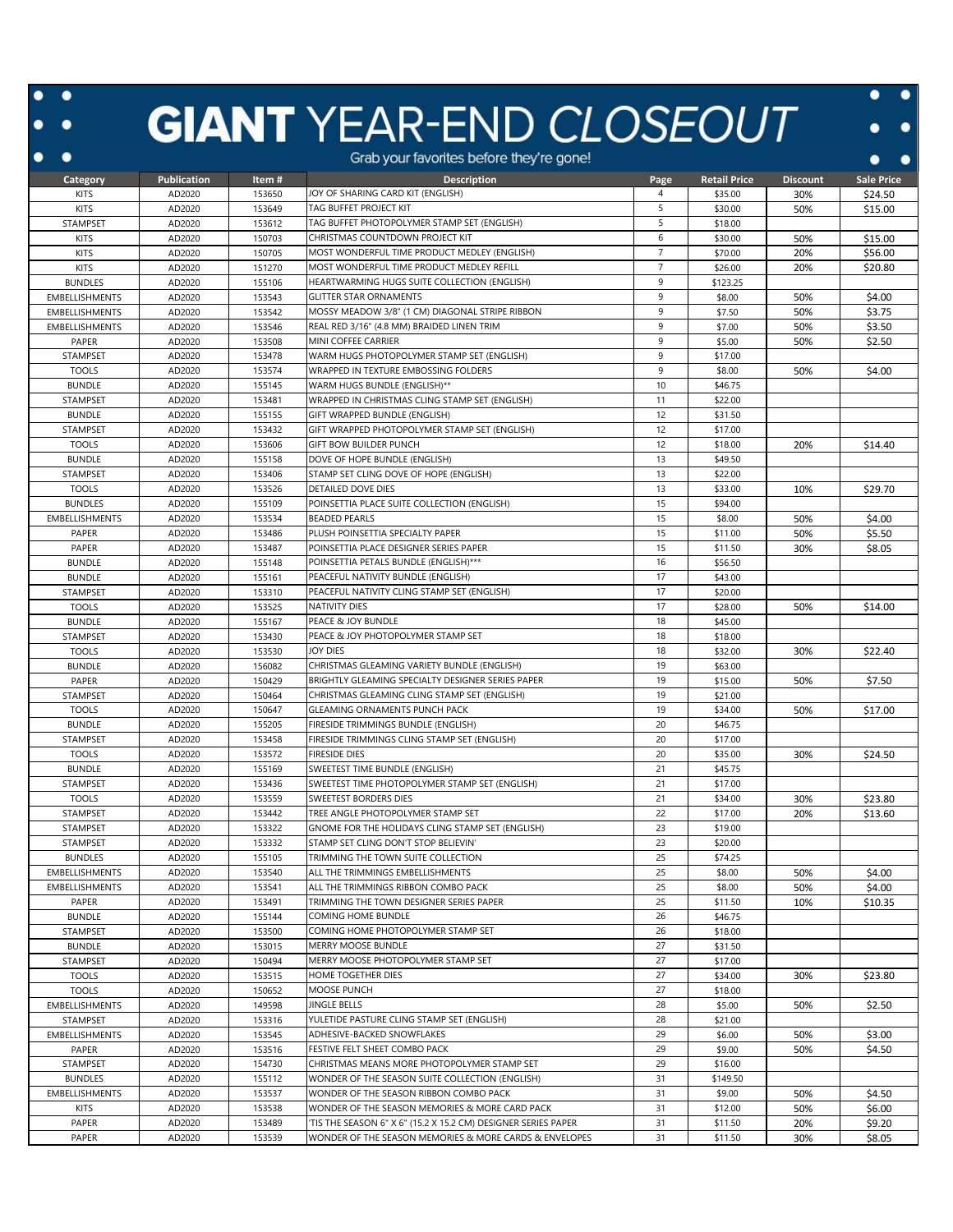# GIANT YEAR-END *CLOSEOUT*

Grab your favorites before they're gone!

| Category | Publication | Item # | Description | Page | Retail Price | Discount | Sale Price |
|---|---|---|---|---|---|---|---|
| KITS | AD2020 | 153650 | JOY OF SHARING CARD KIT (ENGLISH) | 4 | $35.00 | 30% | $24.50 |
| KITS | AD2020 | 153649 | TAG BUFFET PROJECT KIT | 5 | $30.00 | 50% | $15.00 |
| STAMPSET | AD2020 | 153612 | TAG BUFFET PHOTOPOLYMER STAMP SET (ENGLISH) | 5 | $18.00 | | |
| KITS | AD2020 | 150703 | CHRISTMAS COUNTDOWN PROJECT KIT | 6 | $30.00 | 50% | $15.00 |
| KITS | AD2020 | 150705 | MOST WONDERFUL TIME PRODUCT MEDLEY (ENGLISH) | 7 | $70.00 | 20% | $56.00 |
| KITS | AD2020 | 151270 | MOST WONDERFUL TIME PRODUCT MEDLEY REFILL | 7 | $26.00 | 20% | $20.80 |
| BUNDLES | AD2020 | 155106 | HEARTWARMING HUGS SUITE COLLECTION (ENGLISH) | 9 | $123.25 | | |
| EMBELLISHMENTS | AD2020 | 153543 | GLITTER STAR ORNAMENTS | 9 | $8.00 | 50% | $4.00 |
| EMBELLISHMENTS | AD2020 | 153542 | MOSSY MEADOW 3/8" (1 CM) DIAGONAL STRIPE RIBBON | 9 | $7.50 | 50% | $3.75 |
| EMBELLISHMENTS | AD2020 | 153546 | REAL RED 3/16" (4.8 MM) BRAIDED LINEN TRIM | 9 | $7.00 | 50% | $3.50 |
| PAPER | AD2020 | 153508 | MINI COFFEE CARRIER | 9 | $5.00 | 50% | $2.50 |
| STAMPSET | AD2020 | 153478 | WARM HUGS PHOTOPOLYMER STAMP SET (ENGLISH) | 9 | $17.00 | | |
| TOOLS | AD2020 | 153574 | WRAPPED IN TEXTURE EMBOSSING FOLDERS | 9 | $8.00 | 50% | $4.00 |
| BUNDLE | AD2020 | 155145 | WARM HUGS BUNDLE (ENGLISH)** | 10 | $46.75 | | |
| STAMPSET | AD2020 | 153481 | WRAPPED IN CHRISTMAS CLING STAMP SET (ENGLISH) | 11 | $22.00 | | |
| BUNDLE | AD2020 | 155155 | GIFT WRAPPED BUNDLE (ENGLISH) | 12 | $31.50 | | |
| STAMPSET | AD2020 | 153432 | GIFT WRAPPED PHOTOPOLYMER STAMP SET (ENGLISH) | 12 | $17.00 | | |
| TOOLS | AD2020 | 153606 | GIFT BOW BUILDER PUNCH | 12 | $18.00 | 20% | $14.40 |
| BUNDLE | AD2020 | 155158 | DOVE OF HOPE BUNDLE (ENGLISH) | 13 | $49.50 | | |
| STAMPSET | AD2020 | 153406 | STAMP SET CLING DOVE OF HOPE (ENGLISH) | 13 | $22.00 | | |
| TOOLS | AD2020 | 153526 | DETAILED DOVE DIES | 13 | $33.00 | 10% | $29.70 |
| BUNDLES | AD2020 | 155109 | POINSETTIA PLACE SUITE COLLECTION (ENGLISH) | 15 | $94.00 | | |
| EMBELLISHMENTS | AD2020 | 153534 | BEADED PEARLS | 15 | $8.00 | 50% | $4.00 |
| PAPER | AD2020 | 153486 | PLUSH POINSETTIA SPECIALTY PAPER | 15 | $11.00 | 50% | $5.50 |
| PAPER | AD2020 | 153487 | POINSETTIA PLACE DESIGNER SERIES PAPER | 15 | $11.50 | 30% | $8.05 |
| BUNDLE | AD2020 | 155148 | POINSETTIA PETALS BUNDLE (ENGLISH)*** | 16 | $56.50 | | |
| BUNDLE | AD2020 | 155161 | PEACEFUL NATIVITY BUNDLE (ENGLISH) | 17 | $43.00 | | |
| STAMPSET | AD2020 | 153310 | PEACEFUL NATIVITY CLING STAMP SET (ENGLISH) | 17 | $20.00 | | |
| TOOLS | AD2020 | 153525 | NATIVITY DIES | 17 | $28.00 | 50% | $14.00 |
| BUNDLE | AD2020 | 155167 | PEACE & JOY BUNDLE | 18 | $45.00 | | |
| STAMPSET | AD2020 | 153430 | PEACE & JOY PHOTOPOLYMER STAMP SET | 18 | $18.00 | | |
| TOOLS | AD2020 | 153530 | JOY DIES | 18 | $32.00 | 30% | $22.40 |
| BUNDLE | AD2020 | 156082 | CHRISTMAS GLEAMING VARIETY BUNDLE (ENGLISH) | 19 | $63.00 | | |
| PAPER | AD2020 | 150429 | BRIGHTLY GLEAMING SPECIALTY DESIGNER SERIES PAPER | 19 | $15.00 | 50% | $7.50 |
| STAMPSET | AD2020 | 150464 | CHRISTMAS GLEAMING CLING STAMP SET (ENGLISH) | 19 | $21.00 | | |
| TOOLS | AD2020 | 150647 | GLEAMING ORNAMENTS PUNCH PACK | 19 | $34.00 | 50% | $17.00 |
| BUNDLE | AD2020 | 155205 | FIRESIDE TRIMMINGS BUNDLE (ENGLISH) | 20 | $46.75 | | |
| STAMPSET | AD2020 | 153458 | FIRESIDE TRIMMINGS CLING STAMP SET (ENGLISH) | 20 | $17.00 | | |
| TOOLS | AD2020 | 153572 | FIRESIDE DIES | 20 | $35.00 | 30% | $24.50 |
| BUNDLE | AD2020 | 155169 | SWEETEST TIME BUNDLE (ENGLISH) | 21 | $45.75 | | |
| STAMPSET | AD2020 | 153436 | SWEETEST TIME PHOTOPOLYMER STAMP SET (ENGLISH) | 21 | $17.00 | | |
| TOOLS | AD2020 | 153559 | SWEETEST BORDERS DIES | 21 | $34.00 | 30% | $23.80 |
| STAMPSET | AD2020 | 153442 | TREE ANGLE PHOTOPOLYMER STAMP SET | 22 | $17.00 | 20% | $13.60 |
| STAMPSET | AD2020 | 153322 | GNOME FOR THE HOLIDAYS CLING STAMP SET (ENGLISH) | 23 | $19.00 | | |
| STAMPSET | AD2020 | 153332 | STAMP SET CLING DON'T STOP BELIEVIN' | 23 | $20.00 | | |
| BUNDLES | AD2020 | 155105 | TRIMMING THE TOWN SUITE COLLECTION | 25 | $74.25 | | |
| EMBELLISHMENTS | AD2020 | 153540 | ALL THE TRIMMINGS EMBELLISHMENTS | 25 | $8.00 | 50% | $4.00 |
| EMBELLISHMENTS | AD2020 | 153541 | ALL THE TRIMMINGS RIBBON COMBO PACK | 25 | $8.00 | 50% | $4.00 |
| PAPER | AD2020 | 153491 | TRIMMING THE TOWN DESIGNER SERIES PAPER | 25 | $11.50 | 10% | $10.35 |
| BUNDLE | AD2020 | 155144 | COMING HOME BUNDLE | 26 | $46.75 | | |
| STAMPSET | AD2020 | 153500 | COMING HOME PHOTOPOLYMER STAMP SET | 26 | $18.00 | | |
| BUNDLE | AD2020 | 153015 | MERRY MOOSE BUNDLE | 27 | $31.50 | | |
| STAMPSET | AD2020 | 150494 | MERRY MOOSE PHOTOPOLYMER STAMP SET | 27 | $17.00 | | |
| TOOLS | AD2020 | 153515 | HOME TOGETHER DIES | 27 | $34.00 | 30% | $23.80 |
| TOOLS | AD2020 | 150652 | MOOSE PUNCH | 27 | $18.00 | | |
| EMBELLISHMENTS | AD2020 | 149598 | JINGLE BELLS | 28 | $5.00 | 50% | $2.50 |
| STAMPSET | AD2020 | 153316 | YULETIDE PASTURE CLING STAMP SET (ENGLISH) | 28 | $21.00 | | |
| EMBELLISHMENTS | AD2020 | 153545 | ADHESIVE-BACKED SNOWFLAKES | 29 | $6.00 | 50% | $3.00 |
| PAPER | AD2020 | 153516 | FESTIVE FELT SHEET COMBO PACK | 29 | $9.00 | 50% | $4.50 |
| STAMPSET | AD2020 | 154730 | CHRISTMAS MEANS MORE PHOTOPOLYMER STAMP SET | 29 | $16.00 | | |
| BUNDLES | AD2020 | 155112 | WONDER OF THE SEASON SUITE COLLECTION (ENGLISH) | 31 | $149.50 | | |
| EMBELLISHMENTS | AD2020 | 153537 | WONDER OF THE SEASON RIBBON COMBO PACK | 31 | $9.00 | 50% | $4.50 |
| KITS | AD2020 | 153538 | WONDER OF THE SEASON MEMORIES & MORE CARD PACK | 31 | $12.00 | 50% | $6.00 |
| PAPER | AD2020 | 153489 | 'TIS THE SEASON 6" X 6" (15.2 X 15.2 CM) DESIGNER SERIES PAPER | 31 | $11.50 | 20% | $9.20 |
| PAPER | AD2020 | 153539 | WONDER OF THE SEASON MEMORIES & MORE CARDS & ENVELOPES | 31 | $11.50 | 30% | $8.05 |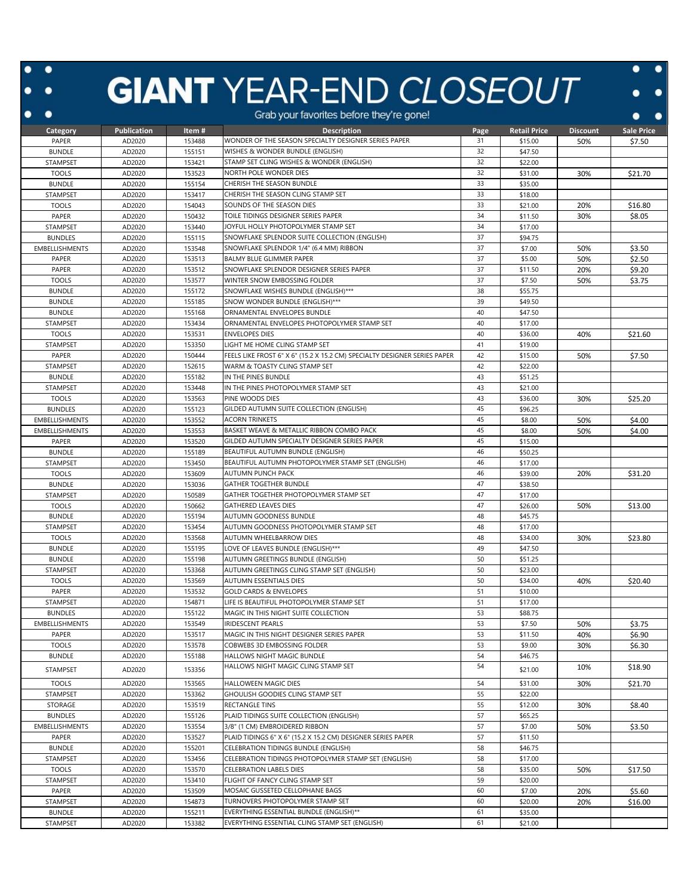# GIANT YEAR-END CLOSEOUT

Grab your favorites before they're gone!

| Category | Publication | Item # | Description | Page | Retail Price | Discount | Sale Price |
|---|---|---|---|---|---|---|---|
| PAPER | AD2020 | 153488 | WONDER OF THE SEASON SPECIALTY DESIGNER SERIES PAPER | 31 | $15.00 | 50% | $7.50 |
| BUNDLE | AD2020 | 155151 | WISHES & WONDER BUNDLE (ENGLISH) | 32 | $47.50 | | |
| STAMPSET | AD2020 | 153421 | STAMP SET CLING WISHES & WONDER (ENGLISH) | 32 | $22.00 | | |
| TOOLS | AD2020 | 153523 | NORTH POLE WONDER DIES | 32 | $31.00 | 30% | $21.70 |
| BUNDLE | AD2020 | 155154 | CHERISH THE SEASON BUNDLE | 33 | $35.00 | | |
| STAMPSET | AD2020 | 153417 | CHERISH THE SEASON CLING STAMP SET | 33 | $18.00 | | |
| TOOLS | AD2020 | 154043 | SOUNDS OF THE SEASON DIES | 33 | $21.00 | 20% | $16.80 |
| PAPER | AD2020 | 150432 | TOILE TIDINGS DESIGNER SERIES PAPER | 34 | $11.50 | 30% | $8.05 |
| STAMPSET | AD2020 | 153440 | JOYFUL HOLLY PHOTOPOLYMER STAMP SET | 34 | $17.00 | | |
| BUNDLES | AD2020 | 155115 | SNOWFLAKE SPLENDOR SUITE COLLECTION (ENGLISH) | 37 | $94.75 | | |
| EMBELLISHMENTS | AD2020 | 153548 | SNOWFLAKE SPLENDOR 1/4" (6.4 MM) RIBBON | 37 | $7.00 | 50% | $3.50 |
| PAPER | AD2020 | 153513 | BALMY BLUE GLIMMER PAPER | 37 | $5.00 | 50% | $2.50 |
| PAPER | AD2020 | 153512 | SNOWFLAKE SPLENDOR DESIGNER SERIES PAPER | 37 | $11.50 | 20% | $9.20 |
| TOOLS | AD2020 | 153577 | WINTER SNOW EMBOSSING FOLDER | 37 | $7.50 | 50% | $3.75 |
| BUNDLE | AD2020 | 155172 | SNOWFLAKE WISHES BUNDLE (ENGLISH)*** | 38 | $55.75 | | |
| BUNDLE | AD2020 | 155185 | SNOW WONDER BUNDLE (ENGLISH)*** | 39 | $49.50 | | |
| BUNDLE | AD2020 | 155168 | ORNAMENTAL ENVELOPES BUNDLE | 40 | $47.50 | | |
| STAMPSET | AD2020 | 153434 | ORNAMENTAL ENVELOPES PHOTOPOLYMER STAMP SET | 40 | $17.00 | | |
| TOOLS | AD2020 | 153531 | ENVELOPES DIES | 40 | $36.00 | 40% | $21.60 |
| STAMPSET | AD2020 | 153350 | LIGHT ME HOME CLING STAMP SET | 41 | $19.00 | | |
| PAPER | AD2020 | 150444 | FEELS LIKE FROST 6" X 6" (15.2 X 15.2 CM) SPECIALTY DESIGNER SERIES PAPER | 42 | $15.00 | 50% | $7.50 |
| STAMPSET | AD2020 | 152615 | WARM & TOASTY CLING STAMP SET | 42 | $22.00 | | |
| BUNDLE | AD2020 | 155182 | IN THE PINES BUNDLE | 43 | $51.25 | | |
| STAMPSET | AD2020 | 153448 | IN THE PINES PHOTOPOLYMER STAMP SET | 43 | $21.00 | | |
| TOOLS | AD2020 | 153563 | PINE WOODS DIES | 43 | $36.00 | 30% | $25.20 |
| BUNDLES | AD2020 | 155123 | GILDED AUTUMN SUITE COLLECTION (ENGLISH) | 45 | $96.25 | | |
| EMBELLISHMENTS | AD2020 | 153552 | ACORN TRINKETS | 45 | $8.00 | 50% | $4.00 |
| EMBELLISHMENTS | AD2020 | 153553 | BASKET WEAVE & METALLIC RIBBON COMBO PACK | 45 | $8.00 | 50% | $4.00 |
| PAPER | AD2020 | 153520 | GILDED AUTUMN SPECIALTY DESIGNER SERIES PAPER | 45 | $15.00 | | |
| BUNDLE | AD2020 | 155189 | BEAUTIFUL AUTUMN BUNDLE (ENGLISH) | 46 | $50.25 | | |
| STAMPSET | AD2020 | 153450 | BEAUTIFUL AUTUMN PHOTOPOLYMER STAMP SET (ENGLISH) | 46 | $17.00 | | |
| TOOLS | AD2020 | 153609 | AUTUMN PUNCH PACK | 46 | $39.00 | 20% | $31.20 |
| BUNDLE | AD2020 | 153036 | GATHER TOGETHER BUNDLE | 47 | $38.50 | | |
| STAMPSET | AD2020 | 150589 | GATHER TOGETHER PHOTOPOLYMER STAMP SET | 47 | $17.00 | | |
| TOOLS | AD2020 | 150662 | GATHERED LEAVES DIES | 47 | $26.00 | 50% | $13.00 |
| BUNDLE | AD2020 | 155194 | AUTUMN GOODNESS BUNDLE | 48 | $45.75 | | |
| STAMPSET | AD2020 | 153454 | AUTUMN GOODNESS PHOTOPOLYMER STAMP SET | 48 | $17.00 | | |
| TOOLS | AD2020 | 153568 | AUTUMN WHEELBARROW DIES | 48 | $34.00 | 30% | $23.80 |
| BUNDLE | AD2020 | 155195 | LOVE OF LEAVES BUNDLE (ENGLISH)*** | 49 | $47.50 | | |
| BUNDLE | AD2020 | 155198 | AUTUMN GREETINGS BUNDLE (ENGLISH) | 50 | $51.25 | | |
| STAMPSET | AD2020 | 153368 | AUTUMN GREETINGS CLING STAMP SET (ENGLISH) | 50 | $23.00 | | |
| TOOLS | AD2020 | 153569 | AUTUMN ESSENTIALS DIES | 50 | $34.00 | 40% | $20.40 |
| PAPER | AD2020 | 153532 | GOLD CARDS & ENVELOPES | 51 | $10.00 | | |
| STAMPSET | AD2020 | 154871 | LIFE IS BEAUTIFUL PHOTOPOLYMER STAMP SET | 51 | $17.00 | | |
| BUNDLES | AD2020 | 155122 | MAGIC IN THIS NIGHT SUITE COLLECTION | 53 | $88.75 | | |
| EMBELLISHMENTS | AD2020 | 153549 | IRIDESCENT PEARLS | 53 | $7.50 | 50% | $3.75 |
| PAPER | AD2020 | 153517 | MAGIC IN THIS NIGHT DESIGNER SERIES PAPER | 53 | $11.50 | 40% | $6.90 |
| TOOLS | AD2020 | 153578 | COBWEBS 3D EMBOSSING FOLDER | 53 | $9.00 | 30% | $6.30 |
| BUNDLE | AD2020 | 155188 | HALLOWS NIGHT MAGIC BUNDLE | 54 | $46.75 | | |
| STAMPSET | AD2020 | 153356 | HALLOWS NIGHT MAGIC CLING STAMP SET | 54 | $21.00 | 10% | $18.90 |
| TOOLS | AD2020 | 153565 | HALLOWEEN MAGIC DIES | 54 | $31.00 | 30% | $21.70 |
| STAMPSET | AD2020 | 153362 | GHOULISH GOODIES CLING STAMP SET | 55 | $22.00 | | |
| STORAGE | AD2020 | 153519 | RECTANGLE TINS | 55 | $12.00 | 30% | $8.40 |
| BUNDLES | AD2020 | 155126 | PLAID TIDINGS SUITE COLLECTION (ENGLISH) | 57 | $65.25 | | |
| EMBELLISHMENTS | AD2020 | 153554 | 3/8" (1 CM) EMBROIDERED RIBBON | 57 | $7.00 | 50% | $3.50 |
| PAPER | AD2020 | 153527 | PLAID TIDINGS 6" X 6" (15.2 X 15.2 CM) DESIGNER SERIES PAPER | 57 | $11.50 | | |
| BUNDLE | AD2020 | 155201 | CELEBRATION TIDINGS BUNDLE (ENGLISH) | 58 | $46.75 | | |
| STAMPSET | AD2020 | 153456 | CELEBRATION TIDINGS PHOTOPOLYMER STAMP SET (ENGLISH) | 58 | $17.00 | | |
| TOOLS | AD2020 | 153570 | CELEBRATION LABELS DIES | 58 | $35.00 | 50% | $17.50 |
| STAMPSET | AD2020 | 153410 | FLIGHT OF FANCY CLING STAMP SET | 59 | $20.00 | | |
| PAPER | AD2020 | 153509 | MOSAIC GUSSETED CELLOPHANE BAGS | 60 | $7.00 | 20% | $5.60 |
| STAMPSET | AD2020 | 154873 | TURNOVERS PHOTOPOLYMER STAMP SET | 60 | $20.00 | 20% | $16.00 |
| BUNDLE | AD2020 | 155211 | EVERYTHING ESSENTIAL BUNDLE (ENGLISH)** | 61 | $35.00 | | |
| STAMPSET | AD2020 | 153382 | EVERYTHING ESSENTIAL CLING STAMP SET (ENGLISH) | 61 | $21.00 | | |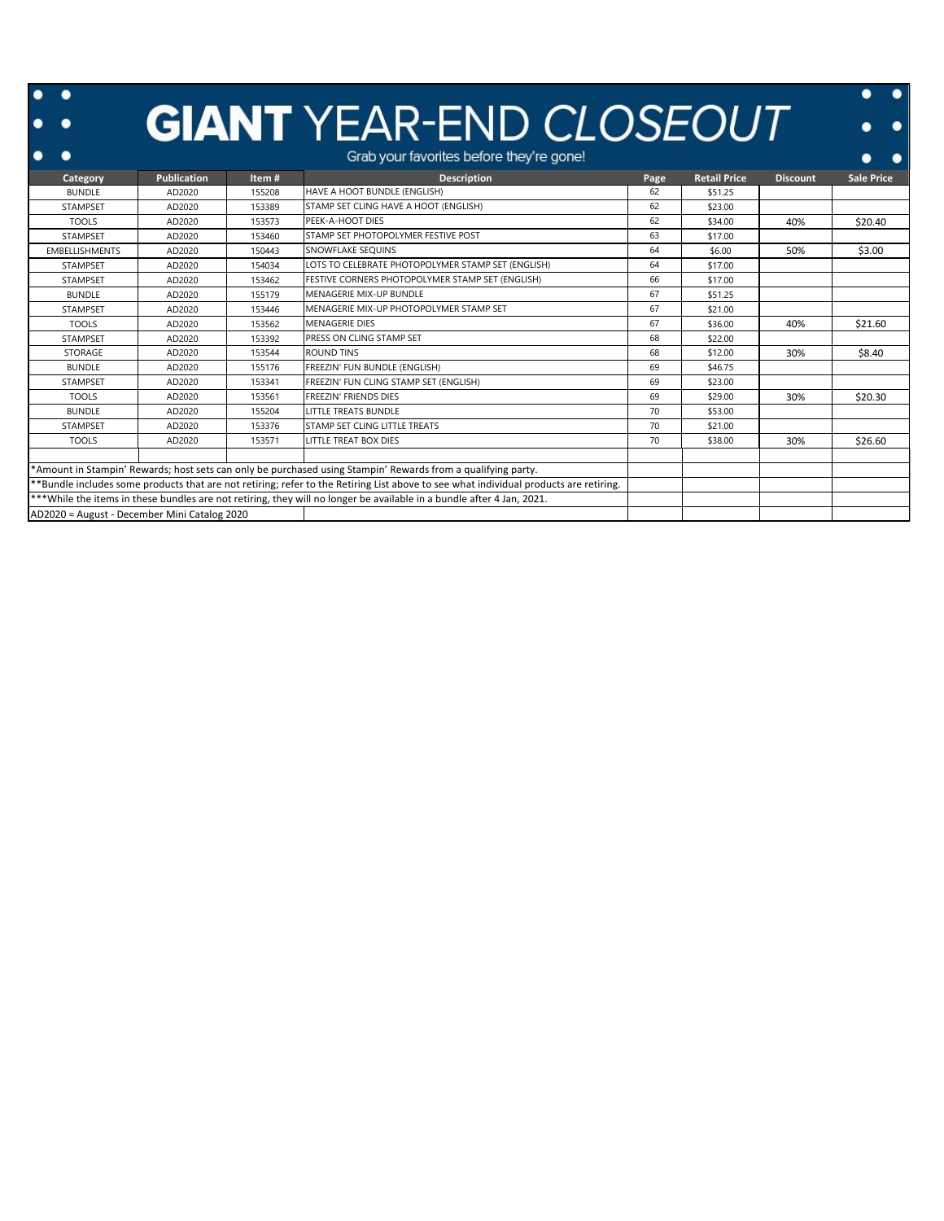# GIANT YEAR-END *CLOSEOUT*

Grab your favorites before they're gone!

| Category | Publication | Item # | Description | Page | Retail Price | Discount | Sale Price |
|---|---|---|---|---|---|---|---|
| BUNDLE | AD2020 | 155208 | HAVE A HOOT BUNDLE (ENGLISH) | 62 | $51.25 | | |
| STAMPSET | AD2020 | 153389 | STAMP SET CLING HAVE A HOOT (ENGLISH) | 62 | $23.00 | | |
| TOOLS | AD2020 | 153573 | PEEK-A-HOOT DIES | 62 | $34.00 | 40% | $20.40 |
| STAMPSET | AD2020 | 153460 | STAMP SET PHOTOPOLYMER FESTIVE POST | 63 | $17.00 | | |
| EMBELLISHMENTS | AD2020 | 150443 | SNOWFLAKE SEQUINS | 64 | $6.00 | 50% | $3.00 |
| STAMPSET | AD2020 | 154034 | LOTS TO CELEBRATE PHOTOPOLYMER STAMP SET (ENGLISH) | 64 | $17.00 | | |
| STAMPSET | AD2020 | 153462 | FESTIVE CORNERS PHOTOPOLYMER STAMP SET (ENGLISH) | 66 | $17.00 | | |
| BUNDLE | AD2020 | 155179 | MENAGERIE MIX-UP BUNDLE | 67 | $51.25 | | |
| STAMPSET | AD2020 | 153446 | MENAGERIE MIX-UP PHOTOPOLYMER STAMP SET | 67 | $21.00 | | |
| TOOLS | AD2020 | 153562 | MENAGERIE DIES | 67 | $36.00 | 40% | $21.60 |
| STAMPSET | AD2020 | 153392 | PRESS ON CLING STAMP SET | 68 | $22.00 | | |
| STORAGE | AD2020 | 153544 | ROUND TINS | 68 | $12.00 | 30% | $8.40 |
| BUNDLE | AD2020 | 155176 | FREEZIN' FUN BUNDLE (ENGLISH) | 69 | $46.75 | | |
| STAMPSET | AD2020 | 153341 | FREEZIN' FUN CLING STAMP SET (ENGLISH) | 69 | $23.00 | | |
| TOOLS | AD2020 | 153561 | FREEZIN' FRIENDS DIES | 69 | $29.00 | 30% | $20.30 |
| BUNDLE | AD2020 | 155204 | LITTLE TREATS BUNDLE | 70 | $53.00 | | |
| STAMPSET | AD2020 | 153376 | STAMP SET CLING LITTLE TREATS | 70 | $21.00 | | |
| TOOLS | AD2020 | 153571 | LITTLE TREAT BOX DIES | 70 | $38.00 | 30% | $26.60 |

*Amount in Stampin' Rewards; host sets can only be purchased using Stampin' Rewards from a qualifying party.

**Bundle includes some products that are not retiring; refer to the Retiring List above to see what individual products are retiring.

***While the items in these bundles are not retiring, they will no longer be available in a bundle after 4 Jan, 2021.

AD2020 = August - December Mini Catalog 2020